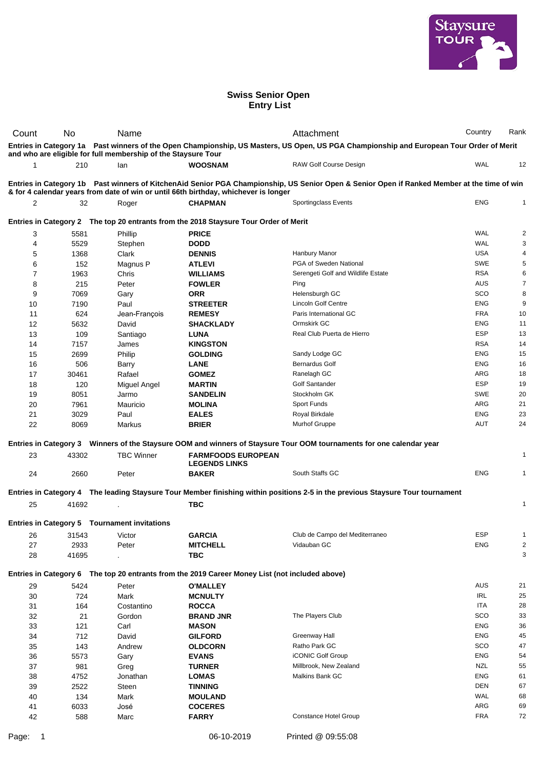# Swiss Senior Open
## Entry List

| Count | No | Name | | Attachment | Country | Rank |
|---|---|---|---|---|---|---|
| **Entries in Category 1a** | **Past winners of the Open Championship, US Masters, US Open, US PGA Championship and European Tour Order of Merit and who are eligible for full membership of the Staysure Tour** | | | | | |
| 1 | 210 | Ian | **WOOSNAM** | RAW Golf Course Design | WAL | 12 |
| **Entries in Category 1b** | **Past winners of KitchenAid Senior PGA Championship, US Senior Open & Senior Open if Ranked Member at the time of win & for 4 calendar years from date of win or until 66th birthday, whichever is longer** | | | | | |
| 2 | 32 | Roger | **CHAPMAN** | Sportingclass Events | ENG | 1 |
| **Entries in Category 2** | **The top 20 entrants from the 2018 Staysure Tour Order of Merit** | | | | | |
| 3 | 5581 | Phillip | **PRICE** | | WAL | 2 |
| 4 | 5529 | Stephen | **DODD** | | WAL | 3 |
| 5 | 1368 | Clark | **DENNIS** | Hanbury Manor | USA | 4 |
| 6 | 152 | Magnus P | **ATLEVI** | PGA of Sweden National | SWE | 5 |
| 7 | 1963 | Chris | **WILLIAMS** | Serengeti Golf and Wildlife Estate | RSA | 6 |
| 8 | 215 | Peter | **FOWLER** | Ping | AUS | 7 |
| 9 | 7069 | Gary | **ORR** | Helensburgh GC | SCO | 8 |
| 10 | 7190 | Paul | **STREETER** | Lincoln Golf Centre | ENG | 9 |
| 11 | 624 | Jean-François | **REMESY** | Paris International GC | FRA | 10 |
| 12 | 5632 | David | **SHACKLADY** | Ormskirk GC | ENG | 11 |
| 13 | 109 | Santiago | **LUNA** | Real Club Puerta de Hierro | ESP | 13 |
| 14 | 7157 | James | **KINGSTON** | | RSA | 14 |
| 15 | 2699 | Philip | **GOLDING** | Sandy Lodge GC | ENG | 15 |
| 16 | 506 | Barry | **LANE** | Bernardus Golf | ENG | 16 |
| 17 | 30461 | Rafael | **GOMEZ** | Ranelagh GC | ARG | 18 |
| 18 | 120 | Miguel Angel | **MARTIN** | Golf Santander | ESP | 19 |
| 19 | 8051 | Jarmo | **SANDELIN** | Stockholm GK | SWE | 20 |
| 20 | 7961 | Mauricio | **MOLINA** | Sport Funds | ARG | 21 |
| 21 | 3029 | Paul | **EALES** | Royal Birkdale | ENG | 23 |
| 22 | 8069 | Markus | **BRIER** | Murhof Gruppe | AUT | 24 |
| **Entries in Category 3** | **Winners of the Staysure OOM and winners of Staysure Tour OOM tournaments for one calendar year** | | | | | |
| 23 | 43302 | TBC Winner | **FARMFOODS EUROPEAN LEGENDS LINKS** | | | 1 |
| 24 | 2660 | Peter | **BAKER** | South Staffs GC | ENG | 1 |
| **Entries in Category 4** | **The leading Staysure Tour Member finishing within positions 2-5 in the previous Staysure Tour tournament** | | | | | |
| 25 | 41692 | . | **TBC** | | | 1 |
| **Entries in Category 5** | **Tournament invitations** | | | | | |
| 26 | 31543 | Victor | **GARCIA** | Club de Campo del Mediterraneo | ESP | 1 |
| 27 | 2933 | Peter | **MITCHELL** | Vidauban GC | ENG | 2 |
| 28 | 41695 | . | **TBC** | | | 3 |
| **Entries in Category 6** | **The top 20 entrants from the 2019 Career Money List (not included above)** | | | | | |
| 29 | 5424 | Peter | **O'MALLEY** | | AUS | 21 |
| 30 | 724 | Mark | **MCNULTY** | | IRL | 25 |
| 31 | 164 | Costantino | **ROCCA** | | ITA | 28 |
| 32 | 21 | Gordon | **BRAND JNR** | The Players Club | SCO | 33 |
| 33 | 121 | Carl | **MASON** | | ENG | 36 |
| 34 | 712 | David | **GILFORD** | Greenway Hall | ENG | 45 |
| 35 | 143 | Andrew | **OLDCORN** | Ratho Park GC | SCO | 47 |
| 36 | 5573 | Gary | **EVANS** | iCONIC Golf Group | ENG | 54 |
| 37 | 981 | Greg | **TURNER** | Millbrook, New Zealand | NZL | 55 |
| 38 | 4752 | Jonathan | **LOMAS** | Malkins Bank GC | ENG | 61 |
| 39 | 2522 | Steen | **TINNING** | | DEN | 67 |
| 40 | 134 | Mark | **MOULAND** | | WAL | 68 |
| 41 | 6033 | José | **COCERES** | | ARG | 69 |
| 42 | 588 | Marc | **FARRY** | Constance Hotel Group | FRA | 72 |

06-10-2019 Printed @ 09:55:08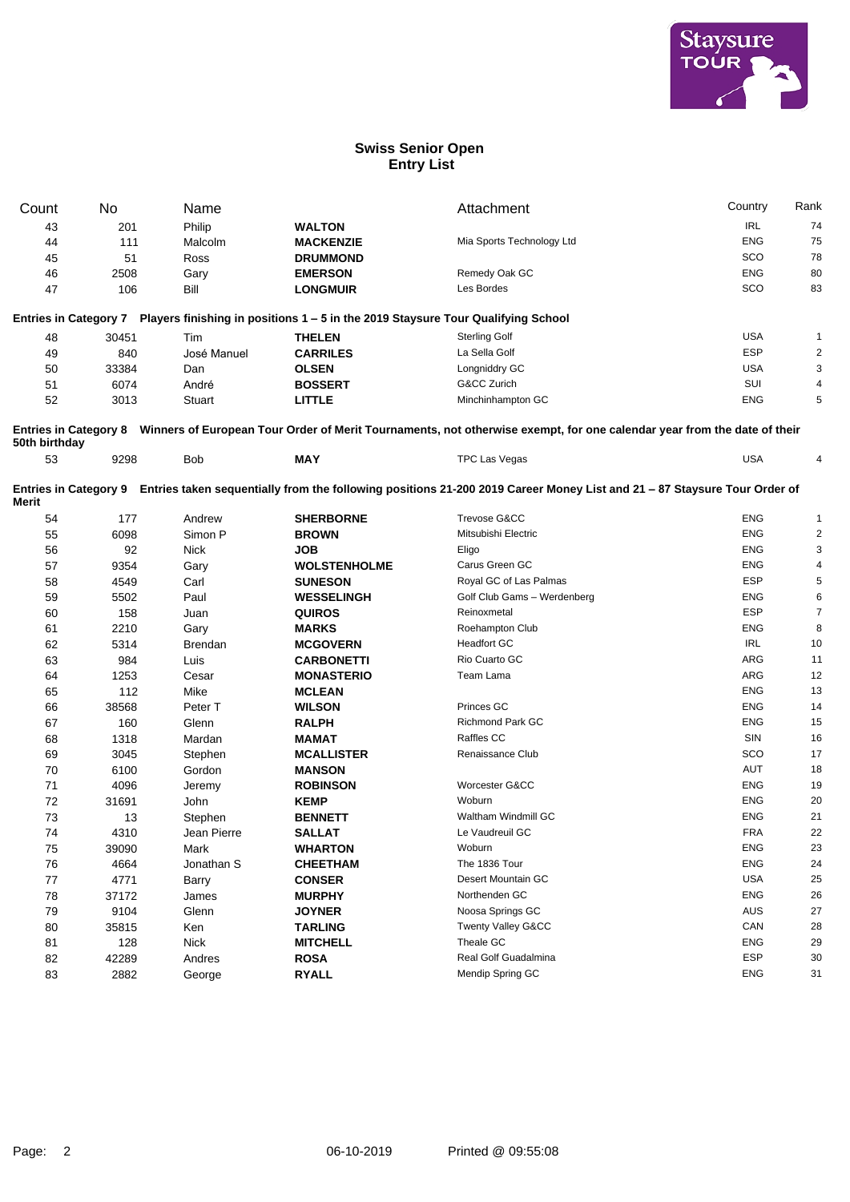# Swiss Senior Open
## Entry List

| Count | No | Name | | Attachment | Country | Rank |
|---|---|---|---|---|---|---|
| 43 | 201 | Philip | **WALTON** | | IRL | 74 |
| 44 | 111 | Malcolm | **MACKENZIE** | Mia Sports Technology Ltd | ENG | 75 |
| 45 | 51 | Ross | **DRUMMOND** | | SCO | 78 |
| 46 | 2508 | Gary | **EMERSON** | Remedy Oak GC | ENG | 80 |
| 47 | 106 | Bill | **LONGMUIR** | Les Bordes | SCO | 83 |
| **Entries in Category 7** | **Players finishing in positions 1 – 5 in the 2019 Staysure Tour Qualifying School** | | | | | |
| 48 | 30451 | Tim | **THELEN** | Sterling Golf | USA | 1 |
| 49 | 840 | José Manuel | **CARRILES** | La Sella Golf | ESP | 2 |
| 50 | 33384 | Dan | **OLSEN** | Longniddry GC | USA | 3 |
| 51 | 6074 | André | **BOSSERT** | G&CC Zurich | SUI | 4 |
| 52 | 3013 | Stuart | **LITTLE** | Minchinhampton GC | ENG | 5 |
| **Entries in Category 8** | **Winners of European Tour Order of Merit Tournaments, not otherwise exempt, for one calendar year from the date of their 50th birthday** | | | | | |
| 53 | 9298 | Bob | **MAY** | TPC Las Vegas | USA | 4 |
| **Entries in Category 9** | **Entries taken sequentially from the following positions 21-200 2019 Career Money List and 21 – 87 Staysure Tour Order of Merit** | | | | | |
| 54 | 177 | Andrew | **SHERBORNE** | Trevose G&CC | ENG | 1 |
| 55 | 6098 | Simon P | **BROWN** | Mitsubishi Electric | ENG | 2 |
| 56 | 92 | Nick | **JOB** | Eligo | ENG | 3 |
| 57 | 9354 | Gary | **WOLSTENHOLME** | Carus Green GC | ENG | 4 |
| 58 | 4549 | Carl | **SUNESON** | Royal GC of Las Palmas | ESP | 5 |
| 59 | 5502 | Paul | **WESSELINGH** | Golf Club Gams – Werdenberg | ENG | 6 |
| 60 | 158 | Juan | **QUIROS** | Reinoxmetal | ESP | 7 |
| 61 | 2210 | Gary | **MARKS** | Roehampton Club | ENG | 8 |
| 62 | 5314 | Brendan | **MCGOVERN** | Headfort GC | IRL | 10 |
| 63 | 984 | Luis | **CARBONETTI** | Rio Cuarto GC | ARG | 11 |
| 64 | 1253 | Cesar | **MONASTERIO** | Team Lama | ARG | 12 |
| 65 | 112 | Mike | **MCLEAN** | | ENG | 13 |
| 66 | 38568 | Peter T | **WILSON** | Princes GC | ENG | 14 |
| 67 | 160 | Glenn | **RALPH** | Richmond Park GC | ENG | 15 |
| 68 | 1318 | Mardan | **MAMAT** | Raffles CC | SIN | 16 |
| 69 | 3045 | Stephen | **MCALLISTER** | Renaissance Club | SCO | 17 |
| 70 | 6100 | Gordon | **MANSON** | | AUT | 18 |
| 71 | 4096 | Jeremy | **ROBINSON** | Worcester G&CC | ENG | 19 |
| 72 | 31691 | John | **KEMP** | Woburn | ENG | 20 |
| 73 | 13 | Stephen | **BENNETT** | Waltham Windmill GC | ENG | 21 |
| 74 | 4310 | Jean Pierre | **SALLAT** | Le Vaudreuil GC | FRA | 22 |
| 75 | 39090 | Mark | **WHARTON** | Woburn | ENG | 23 |
| 76 | 4664 | Jonathan S | **CHEETHAM** | The 1836 Tour | ENG | 24 |
| 77 | 4771 | Barry | **CONSER** | Desert Mountain GC | USA | 25 |
| 78 | 37172 | James | **MURPHY** | Northenden GC | ENG | 26 |
| 79 | 9104 | Glenn | **JOYNER** | Noosa Springs GC | AUS | 27 |
| 80 | 35815 | Ken | **TARLING** | Twenty Valley G&CC | CAN | 28 |
| 81 | 128 | Nick | **MITCHELL** | Theale GC | ENG | 29 |
| 82 | 42289 | Andres | **ROSA** | Real Golf Guadalmina | ESP | 30 |
| 83 | 2882 | George | **RYALL** | Mendip Spring GC | ENG | 31 |

06-10-2019 Printed @ 09:55:08